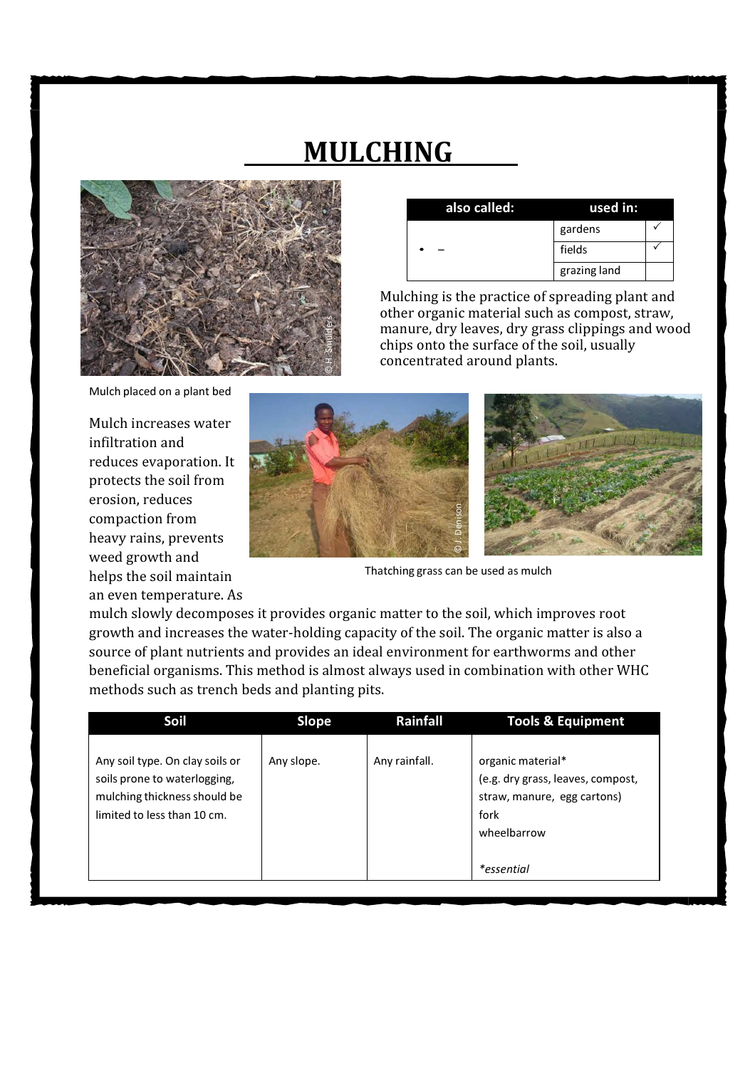# MULCHING

| also called: | used in: | |
|---|---|---|
| • – | gardens | ✓ |
| | fields | ✓ |
| | grazing land | |

Mulching is the practice of spreading plant and other organic material such as compost, straw, manure, dry leaves, dry grass clippings and wood chips onto the surface of the soil, usually concentrated around plants.

Mulch placed on a plant bed

Mulch increases water infiltration and reduces evaporation. It protects the soil from erosion, reduces compaction from heavy rains, prevents weed growth and helps the soil maintain an even temperature. As mulch slowly decomposes it provides organic matter to the soil, which improves root growth and increases the water-holding capacity of the soil. The organic matter is also a source of plant nutrients and provides an ideal environment for earthworms and other beneficial organisms. This method is almost always used in combination with other WHC methods such as trench beds and planting pits.

Thatching grass can be used as mulch

| Soil | Slope | Rainfall | Tools & Equipment |
|---|---|---|---|
| Any soil type. On clay soils or soils prone to waterlogging, mulching thickness should be limited to less than 10 cm. | Any slope. | Any rainfall. | organic material* (e.g. dry grass, leaves, compost, straw, manure, egg cartons) fork wheelbarrow *essential* |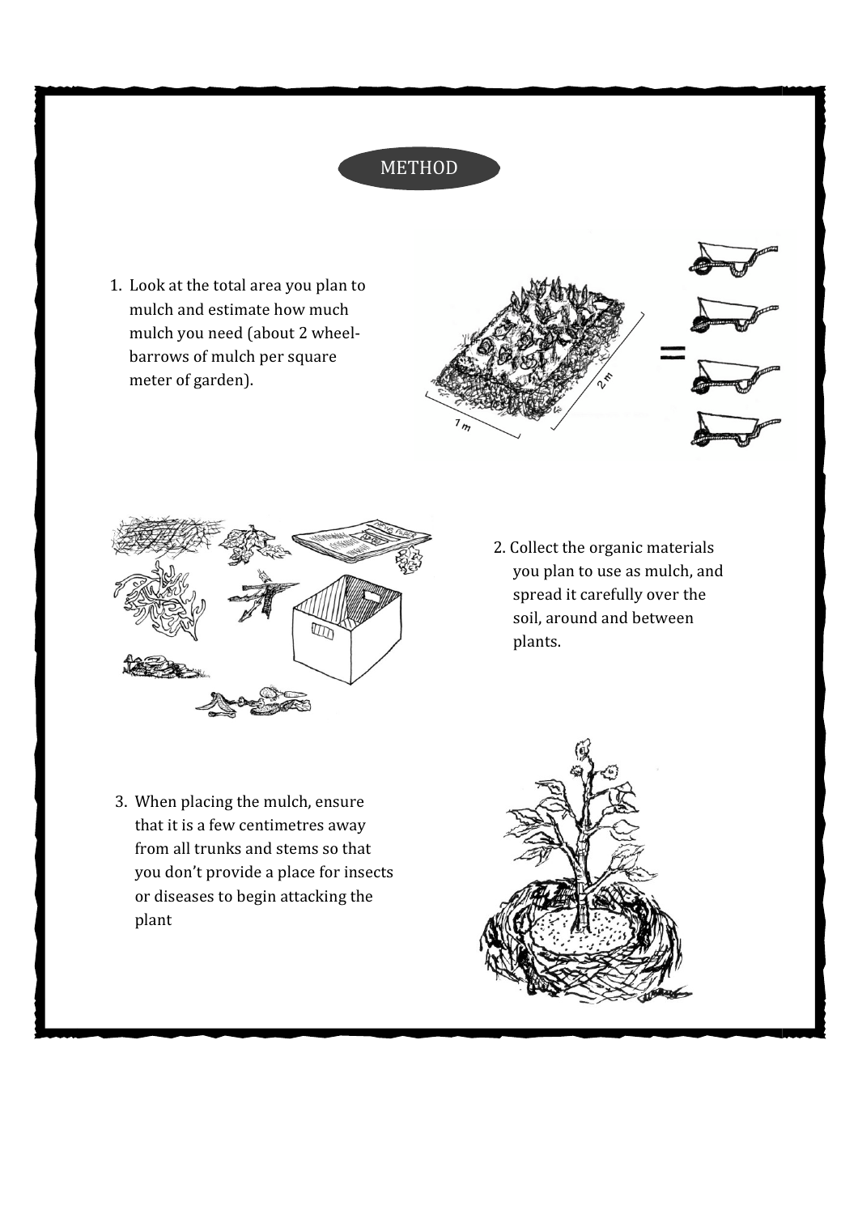## METHOD

1. Look at the total area you plan to mulch and estimate how much mulch you need (about 2 wheel-barrows of mulch per square meter of garden).

1 m

2 m

=

2. Collect the organic materials you plan to use as mulch, and spread it carefully over the soil, around and between plants.

3. When placing the mulch, ensure that it is a few centimetres away from all trunks and stems so that you don't provide a place for insects or diseases to begin attacking the plant